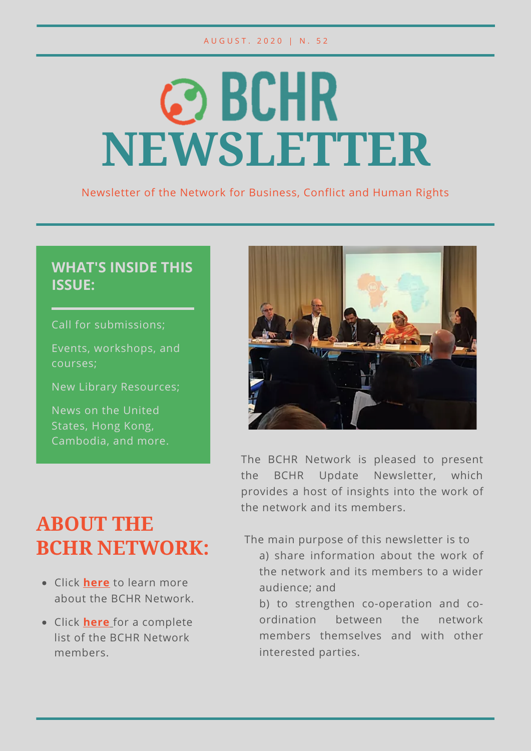AUGUST. 2020 | N. 52

# BCHR NEWSLETTER

Newsletter of the Network for Business, Conflict and Human Rights

### WHAT'S INSIDE THIS ISSUE:

Call for submissions;

Events, workshops, and courses;

New Library Resources;

News on the United States, Hong Kong, Cambodia, and more.

The BCHR Network is pleased to present the BCHR Update Newsletter, which provides a host of insights into the work of the network and its members.

The main purpose of this newsletter is to
a) share information about the work of the network and its members to a wider audience; and
b) to strengthen co-operation and co-ordination between the network members themselves and with other interested parties.

## ABOUT THE BCHR NETWORK:

- Click **here** to learn more about the BCHR Network.
- Click **here** for a complete list of the BCHR Network members.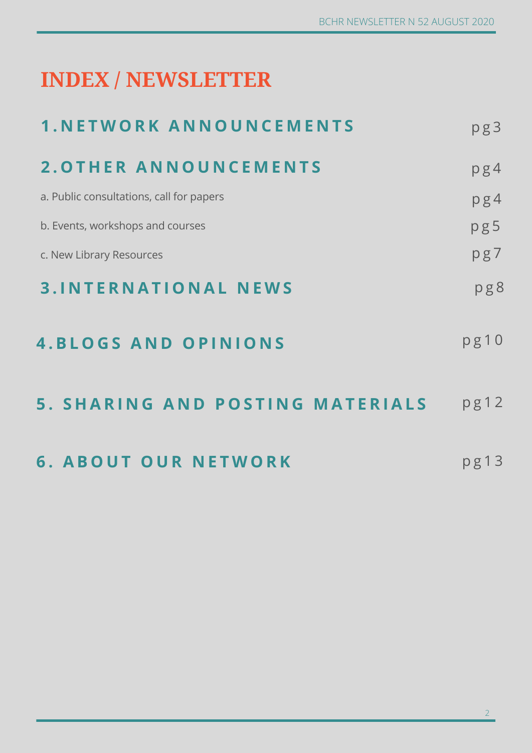# INDEX / NEWSLETTER

| | |
|---|---|
| **1.NETWORK ANNOUNCEMENTS** | pg3 |
| **2.OTHER ANNOUNCEMENTS** | pg4 |
| a. Public consultations, call for papers | pg4 |
| b. Events, workshops and courses | pg5 |
| c. New Library Resources | pg7 |
| **3.INTERNATIONAL NEWS** | pg8 |
| **4.BLOGS AND OPINIONS** | pg10 |
| **5. SHARING AND POSTING MATERIALS** | pg12 |
| **6. ABOUT OUR NETWORK** | pg13 |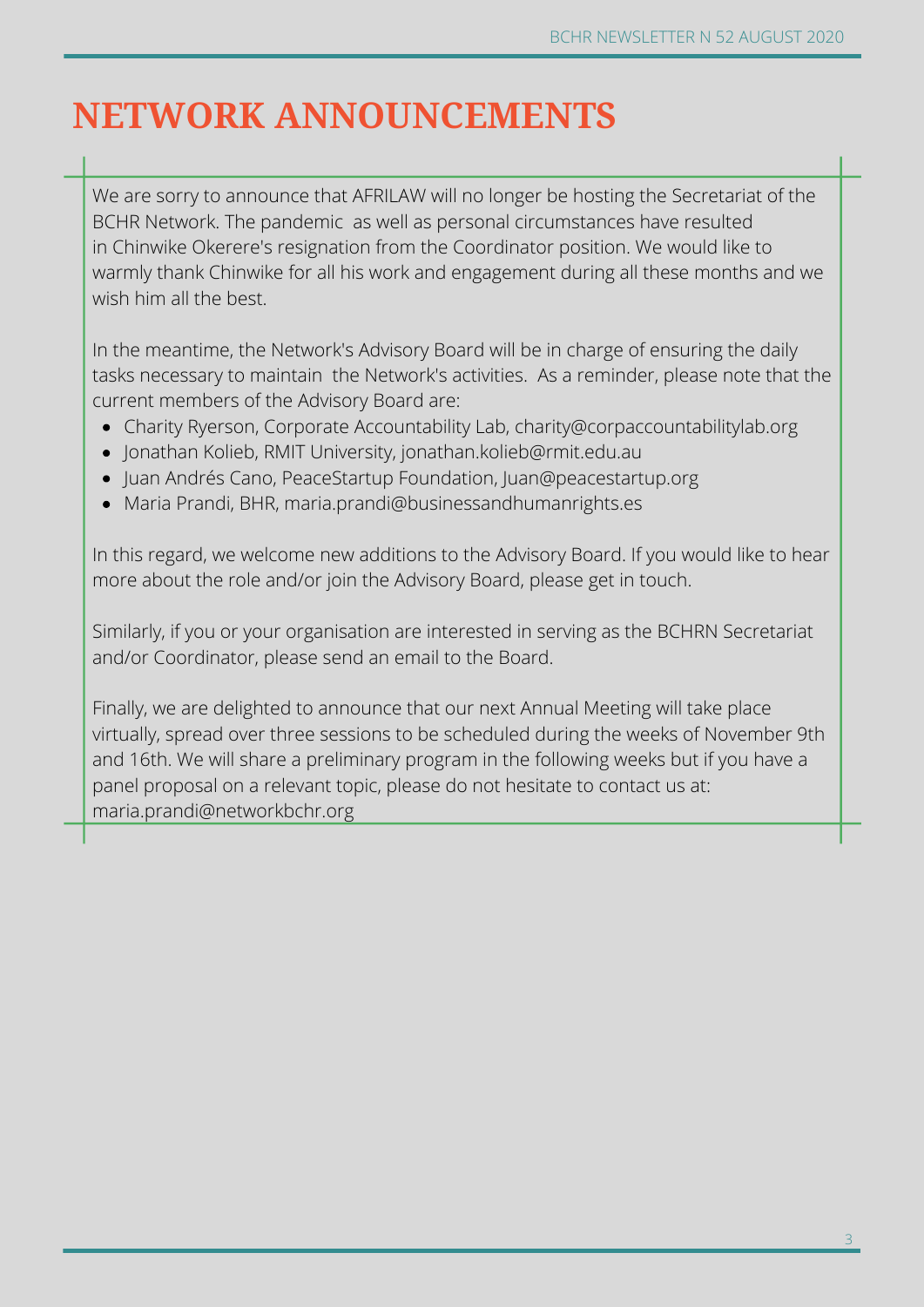# NETWORK ANNOUNCEMENTS

We are sorry to announce that AFRILAW will no longer be hosting the Secretariat of the BCHR Network. The pandemic as well as personal circumstances have resulted in Chinwike Okerere's resignation from the Coordinator position. We would like to warmly thank Chinwike for all his work and engagement during all these months and we wish him all the best.

In the meantime, the Network's Advisory Board will be in charge of ensuring the daily tasks necessary to maintain the Network's activities. As a reminder, please note that the current members of the Advisory Board are:

- Charity Ryerson, Corporate Accountability Lab, charity@corpaccountabilitylab.org
- Jonathan Kolieb, RMIT University, jonathan.kolieb@rmit.edu.au
- Juan Andrés Cano, PeaceStartup Foundation, Juan@peacestartup.org
- Maria Prandi, BHR, maria.prandi@businessandhumanrights.es

In this regard, we welcome new additions to the Advisory Board. If you would like to hear more about the role and/or join the Advisory Board, please get in touch.

Similarly, if you or your organisation are interested in serving as the BCHRN Secretariat and/or Coordinator, please send an email to the Board.

Finally, we are delighted to announce that our next Annual Meeting will take place virtually, spread over three sessions to be scheduled during the weeks of November 9th and 16th. We will share a preliminary program in the following weeks but if you have a panel proposal on a relevant topic, please do not hesitate to contact us at: maria.prandi@networkbchr.org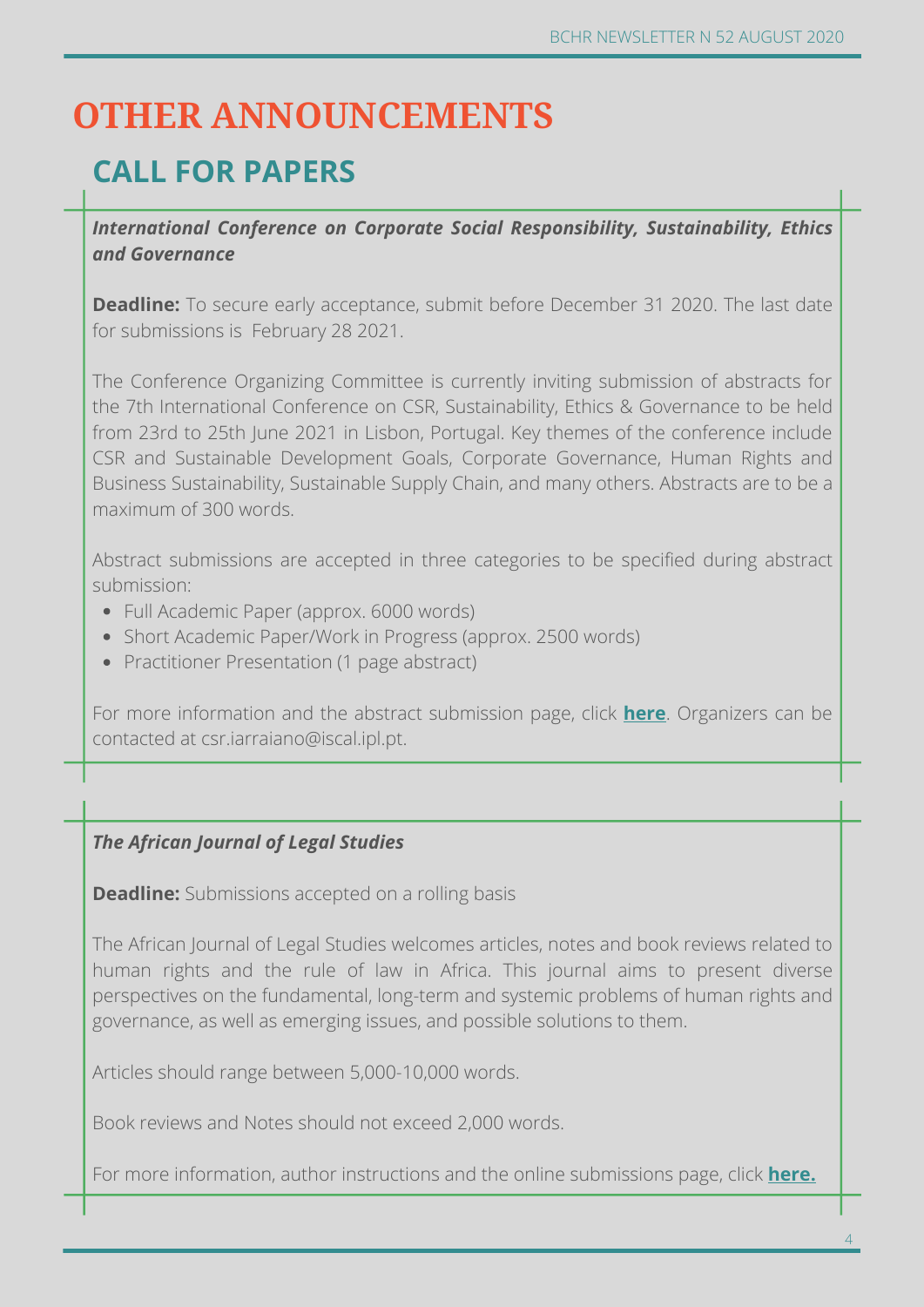# OTHER ANNOUNCEMENTS

## CALL FOR PAPERS

***International Conference on Corporate Social Responsibility, Sustainability, Ethics and Governance***

**Deadline:** To secure early acceptance, submit before December 31 2020. The last date for submissions is February 28 2021.

The Conference Organizing Committee is currently inviting submission of abstracts for the 7th International Conference on CSR, Sustainability, Ethics & Governance to be held from 23rd to 25th June 2021 in Lisbon, Portugal. Key themes of the conference include CSR and Sustainable Development Goals, Corporate Governance, Human Rights and Business Sustainability, Sustainable Supply Chain, and many others. Abstracts are to be a maximum of 300 words.

Abstract submissions are accepted in three categories to be specified during abstract submission:

- Full Academic Paper (approx. 6000 words)
- Short Academic Paper/Work in Progress (approx. 2500 words)
- Practitioner Presentation (1 page abstract)

For more information and the abstract submission page, click **here**. Organizers can be contacted at csr.iarraiano@iscal.ipl.pt.

***The African Journal of Legal Studies***

**Deadline:** Submissions accepted on a rolling basis

The African Journal of Legal Studies welcomes articles, notes and book reviews related to human rights and the rule of law in Africa. This journal aims to present diverse perspectives on the fundamental, long-term and systemic problems of human rights and governance, as well as emerging issues, and possible solutions to them.

Articles should range between 5,000-10,000 words.

Book reviews and Notes should not exceed 2,000 words.

For more information, author instructions and the online submissions page, click **here.**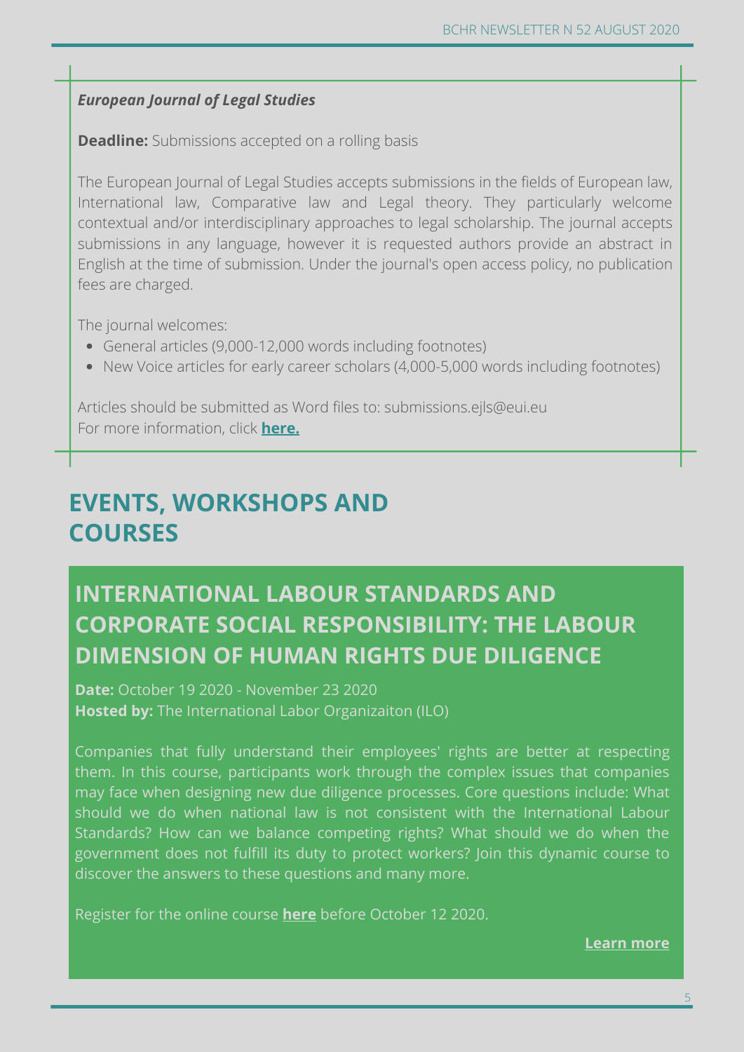***European Journal of Legal Studies***

**Deadline:** Submissions accepted on a rolling basis

The European Journal of Legal Studies accepts submissions in the fields of European law, International law, Comparative law and Legal theory. They particularly welcome contextual and/or interdisciplinary approaches to legal scholarship. The journal accepts submissions in any language, however it is requested authors provide an abstract in English at the time of submission. Under the journal's open access policy, no publication fees are charged.

The journal welcomes:

- General articles (9,000-12,000 words including footnotes)
- New Voice articles for early career scholars (4,000-5,000 words including footnotes)

Articles should be submitted as Word files to: submissions.ejls@eui.eu
For more information, click **here.**

# EVENTS, WORKSHOPS AND COURSES

## INTERNATIONAL LABOUR STANDARDS AND CORPORATE SOCIAL RESPONSIBILITY: THE LABOUR DIMENSION OF HUMAN RIGHTS DUE DILIGENCE

**Date:** October 19 2020 - November 23 2020
**Hosted by:** The International Labor Organizaiton (ILO)

Companies that fully understand their employees' rights are better at respecting them. In this course, participants work through the complex issues that companies may face when designing new due diligence processes. Core questions include: What should we do when national law is not consistent with the International Labour Standards? How can we balance competing rights? What should we do when the government does not fulfill its duty to protect workers? Join this dynamic course to discover the answers to these questions and many more.

Register for the online course **here** before October 12 2020.

**Learn more**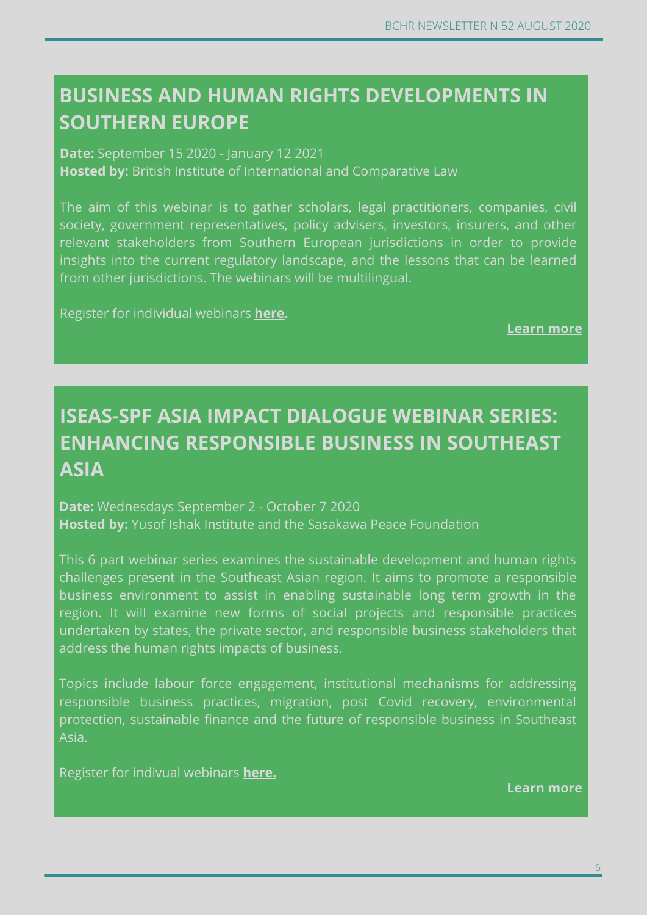## BUSINESS AND HUMAN RIGHTS DEVELOPMENTS IN SOUTHERN EUROPE

**Date:** September 15 2020 - January 12 2021
**Hosted by:** British Institute of International and Comparative Law

The aim of this webinar is to gather scholars, legal practitioners, companies, civil society, government representatives, policy advisers, investors, insurers, and other relevant stakeholders from Southern European jurisdictions in order to provide insights into the current regulatory landscape, and the lessons that can be learned from other jurisdictions. The webinars will be multilingual.

Register for individual webinars **here.**

**Learn more**

## ISEAS-SPF ASIA IMPACT DIALOGUE WEBINAR SERIES: ENHANCING RESPONSIBLE BUSINESS IN SOUTHEAST ASIA

**Date:** Wednesdays September 2 - October 7 2020
**Hosted by:** Yusof Ishak Institute and the Sasakawa Peace Foundation

This 6 part webinar series examines the sustainable development and human rights challenges present in the Southeast Asian region. It aims to promote a responsible business environment to assist in enabling sustainable long term growth in the region. It will examine new forms of social projects and responsible practices undertaken by states, the private sector, and responsible business stakeholders that address the human rights impacts of business.

Topics include labour force engagement, institutional mechanisms for addressing responsible business practices, migration, post Covid recovery, environmental protection, sustainable finance and the future of responsible business in Southeast Asia.

Register for indivual webinars **here.**

**Learn more**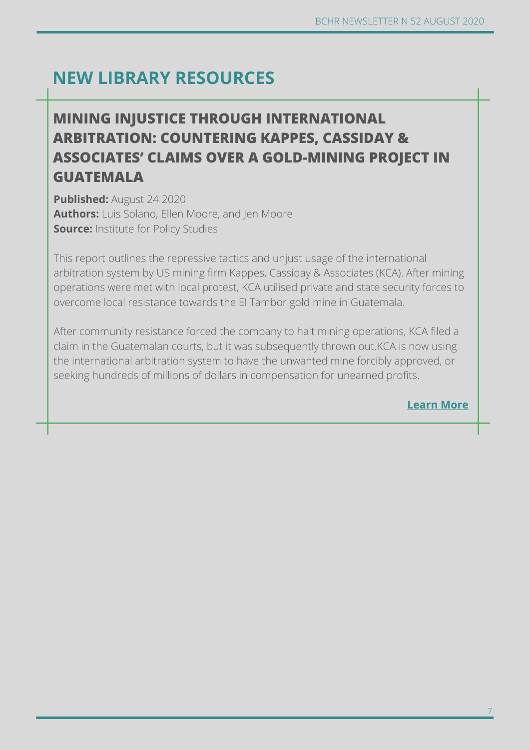# NEW LIBRARY RESOURCES

## MINING INJUSTICE THROUGH INTERNATIONAL ARBITRATION: COUNTERING KAPPES, CASSIDAY & ASSOCIATES' CLAIMS OVER A GOLD-MINING PROJECT IN GUATEMALA

**Published:** August 24 2020
**Authors:** Luis Solano, Ellen Moore, and Jen Moore
**Source:** Institute for Policy Studies

This report outlines the repressive tactics and unjust usage of the international arbitration system by US mining firm Kappes, Cassiday & Associates (KCA). After mining operations were met with local protest, KCA utilised private and state security forces to overcome local resistance towards the El Tambor gold mine in Guatemala.

After community resistance forced the company to halt mining operations, KCA filed a claim in the Guatemalan courts, but it was subsequently thrown out.KCA is now using the international arbitration system to have the unwanted mine forcibly approved, or seeking hundreds of millions of dollars in compensation for unearned profits.

**Learn More**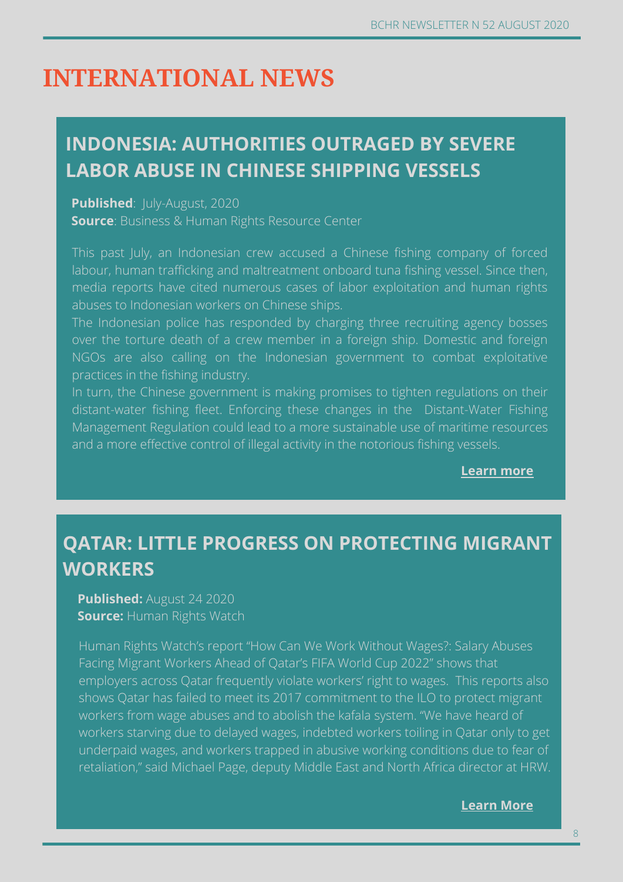# INTERNATIONAL NEWS

## INDONESIA: AUTHORITIES OUTRAGED BY SEVERE LABOR ABUSE IN CHINESE SHIPPING VESSELS

**Published**: July-August, 2020
**Source**: Business & Human Rights Resource Center

This past July, an Indonesian crew accused a Chinese fishing company of forced labour, human trafficking and maltreatment onboard tuna fishing vessel. Since then, media reports have cited numerous cases of labor exploitation and human rights abuses to Indonesian workers on Chinese ships.

The Indonesian police has responded by charging three recruiting agency bosses over the torture death of a crew member in a foreign ship. Domestic and foreign NGOs are also calling on the Indonesian government to combat exploitative practices in the fishing industry.

In turn, the Chinese government is making promises to tighten regulations on their distant-water fishing fleet. Enforcing these changes in the Distant-Water Fishing Management Regulation could lead to a more sustainable use of maritime resources and a more effective control of illegal activity in the notorious fishing vessels.

**Learn more**

## QATAR: LITTLE PROGRESS ON PROTECTING MIGRANT WORKERS

**Published:** August 24 2020
**Source:** Human Rights Watch

Human Rights Watch's report "How Can We Work Without Wages?: Salary Abuses Facing Migrant Workers Ahead of Qatar's FIFA World Cup 2022" shows that employers across Qatar frequently violate workers' right to wages. This reports also shows Qatar has failed to meet its 2017 commitment to the ILO to protect migrant workers from wage abuses and to abolish the kafala system. "We have heard of workers starving due to delayed wages, indebted workers toiling in Qatar only to get underpaid wages, and workers trapped in abusive working conditions due to fear of retaliation," said Michael Page, deputy Middle East and North Africa director at HRW.

**Learn More**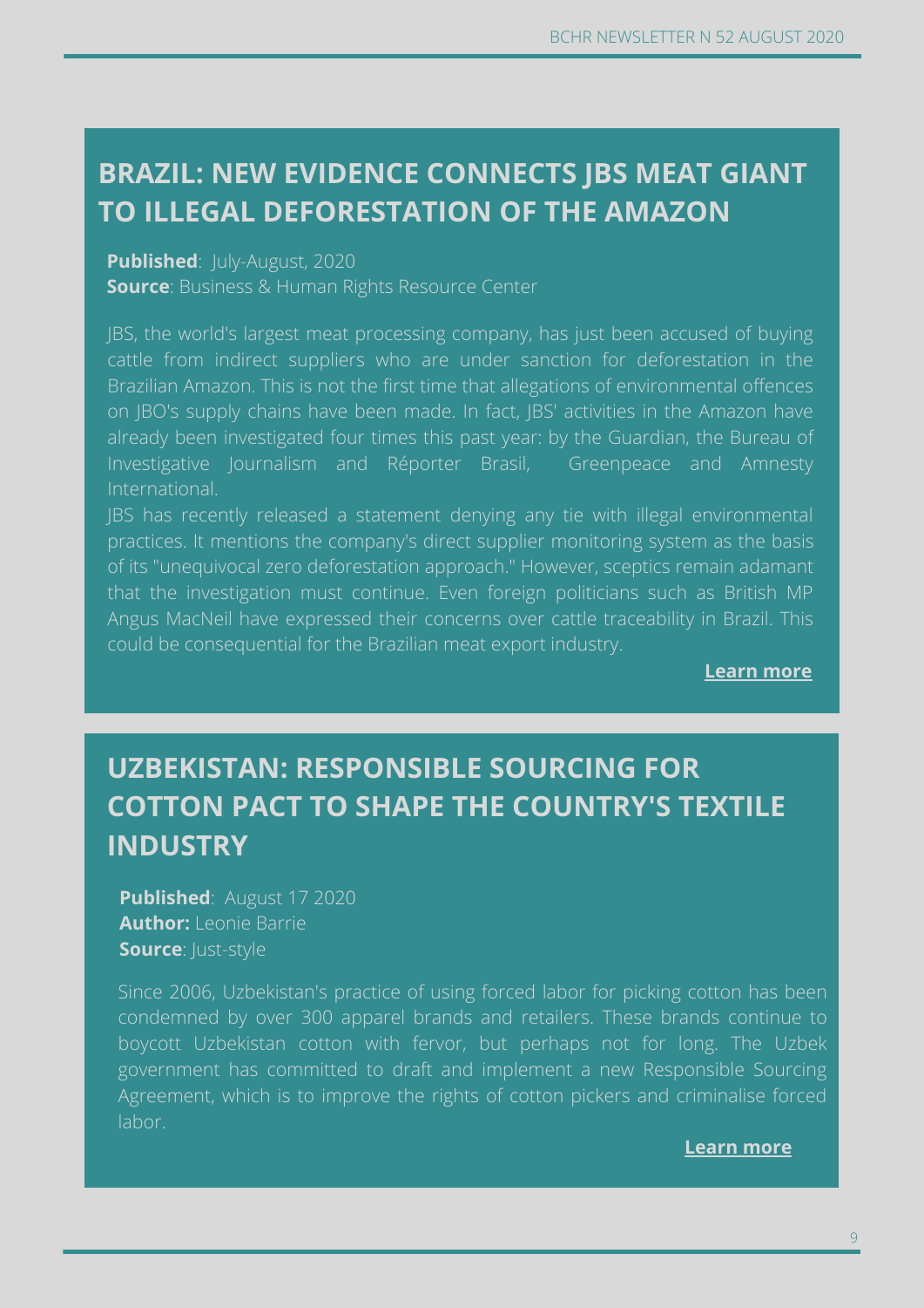## BRAZIL: NEW EVIDENCE CONNECTS JBS MEAT GIANT TO ILLEGAL DEFORESTATION OF THE AMAZON

**Published**: July-August, 2020
**Source**: Business & Human Rights Resource Center

JBS, the world's largest meat processing company, has just been accused of buying cattle from indirect suppliers who are under sanction for deforestation in the Brazilian Amazon. This is not the first time that allegations of environmental offences on JBO's supply chains have been made. In fact, JBS' activities in the Amazon have already been investigated four times this past year: by the Guardian, the Bureau of Investigative Journalism and Réporter Brasil, Greenpeace and Amnesty International.

JBS has recently released a statement denying any tie with illegal environmental practices. It mentions the company's direct supplier monitoring system as the basis of its "unequivocal zero deforestation approach." However, sceptics remain adamant that the investigation must continue. Even foreign politicians such as British MP Angus MacNeil have expressed their concerns over cattle traceability in Brazil. This could be consequential for the Brazilian meat export industry.

**Learn more**

## UZBEKISTAN: RESPONSIBLE SOURCING FOR COTTON PACT TO SHAPE THE COUNTRY'S TEXTILE INDUSTRY

**Published**: August 17 2020
**Author:** Leonie Barrie
**Source**: Just-style

Since 2006, Uzbekistan's practice of using forced labor for picking cotton has been condemned by over 300 apparel brands and retailers. These brands continue to boycott Uzbekistan cotton with fervor, but perhaps not for long. The Uzbek government has committed to draft and implement a new Responsible Sourcing Agreement, which is to improve the rights of cotton pickers and criminalise forced labor.

**Learn more**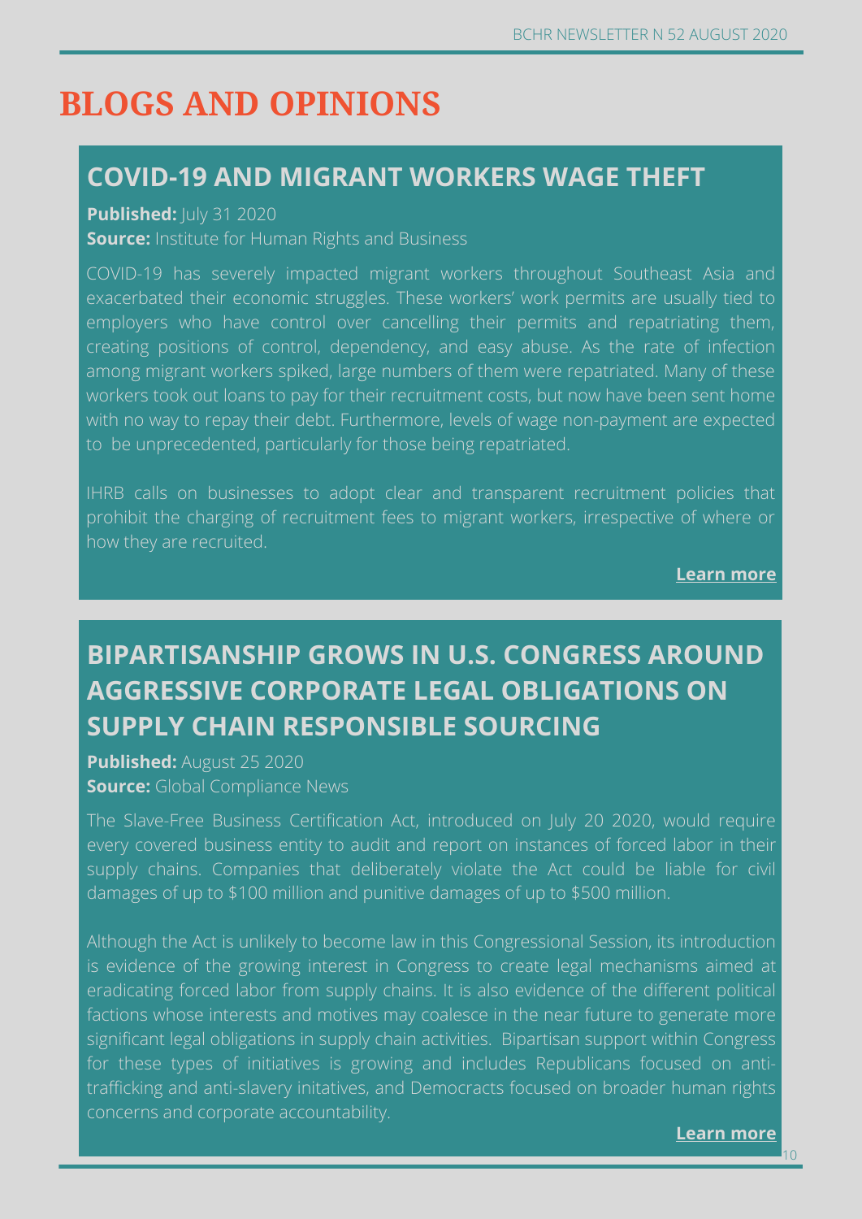# BLOGS AND OPINIONS

## COVID-19 AND MIGRANT WORKERS WAGE THEFT

**Published:** July 31 2020
**Source:** Institute for Human Rights and Business

COVID-19 has severely impacted migrant workers throughout Southeast Asia and exacerbated their economic struggles. These workers' work permits are usually tied to employers who have control over cancelling their permits and repatriating them, creating positions of control, dependency, and easy abuse. As the rate of infection among migrant workers spiked, large numbers of them were repatriated. Many of these workers took out loans to pay for their recruitment costs, but now have been sent home with no way to repay their debt. Furthermore, levels of wage non-payment are expected to be unprecedented, particularly for those being repatriated.

IHRB calls on businesses to adopt clear and transparent recruitment policies that prohibit the charging of recruitment fees to migrant workers, irrespective of where or how they are recruited.

**Learn more**

## BIPARTISANSHIP GROWS IN U.S. CONGRESS AROUND AGGRESSIVE CORPORATE LEGAL OBLIGATIONS ON SUPPLY CHAIN RESPONSIBLE SOURCING

**Published:** August 25 2020
**Source:** Global Compliance News

The Slave-Free Business Certification Act, introduced on July 20 2020, would require every covered business entity to audit and report on instances of forced labor in their supply chains. Companies that deliberately violate the Act could be liable for civil damages of up to $100 million and punitive damages of up to $500 million.

Although the Act is unlikely to become law in this Congressional Session, its introduction is evidence of the growing interest in Congress to create legal mechanisms aimed at eradicating forced labor from supply chains. It is also evidence of the different political factions whose interests and motives may coalesce in the near future to generate more significant legal obligations in supply chain activities. Bipartisan support within Congress for these types of initiatives is growing and includes Republicans focused on anti-trafficking and anti-slavery initatives, and Democracts focused on broader human rights concerns and corporate accountability.

**Learn more**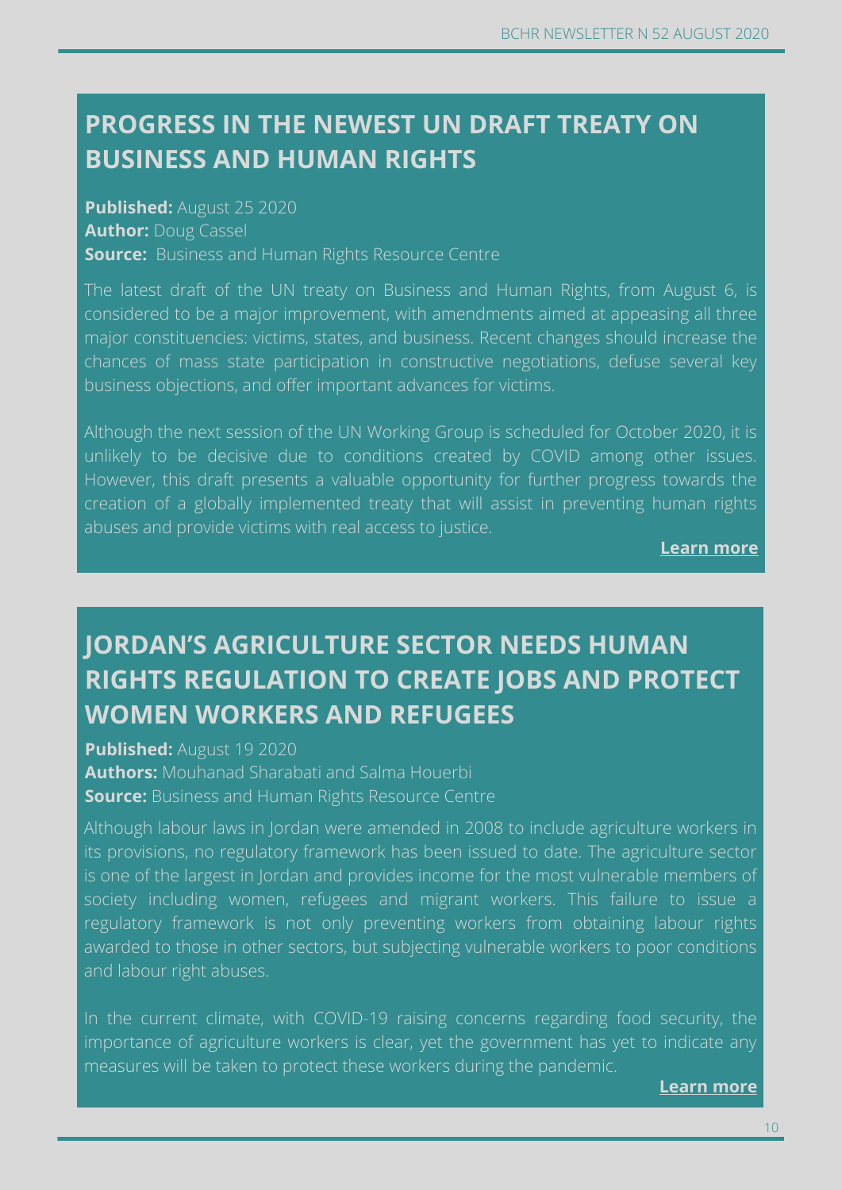## PROGRESS IN THE NEWEST UN DRAFT TREATY ON BUSINESS AND HUMAN RIGHTS

**Published:** August 25 2020
**Author:** Doug Cassel
**Source:** Business and Human Rights Resource Centre

The latest draft of the UN treaty on Business and Human Rights, from August 6, is considered to be a major improvement, with amendments aimed at appeasing all three major constituencies: victims, states, and business. Recent changes should increase the chances of mass state participation in constructive negotiations, defuse several key business objections, and offer important advances for victims.

Although the next session of the UN Working Group is scheduled for October 2020, it is unlikely to be decisive due to conditions created by COVID among other issues. However, this draft presents a valuable opportunity for further progress towards the creation of a globally implemented treaty that will assist in preventing human rights abuses and provide victims with real access to justice.

**Learn more**

## JORDAN'S AGRICULTURE SECTOR NEEDS HUMAN RIGHTS REGULATION TO CREATE JOBS AND PROTECT WOMEN WORKERS AND REFUGEES

**Published:** August 19 2020
**Authors:** Mouhanad Sharabati and Salma Houerbi
**Source:** Business and Human Rights Resource Centre

Although labour laws in Jordan were amended in 2008 to include agriculture workers in its provisions, no regulatory framework has been issued to date. The agriculture sector is one of the largest in Jordan and provides income for the most vulnerable members of society including women, refugees and migrant workers. This failure to issue a regulatory framework is not only preventing workers from obtaining labour rights awarded to those in other sectors, but subjecting vulnerable workers to poor conditions and labour right abuses.

In the current climate, with COVID-19 raising concerns regarding food security, the importance of agriculture workers is clear, yet the government has yet to indicate any measures will be taken to protect these workers during the pandemic.

**Learn more**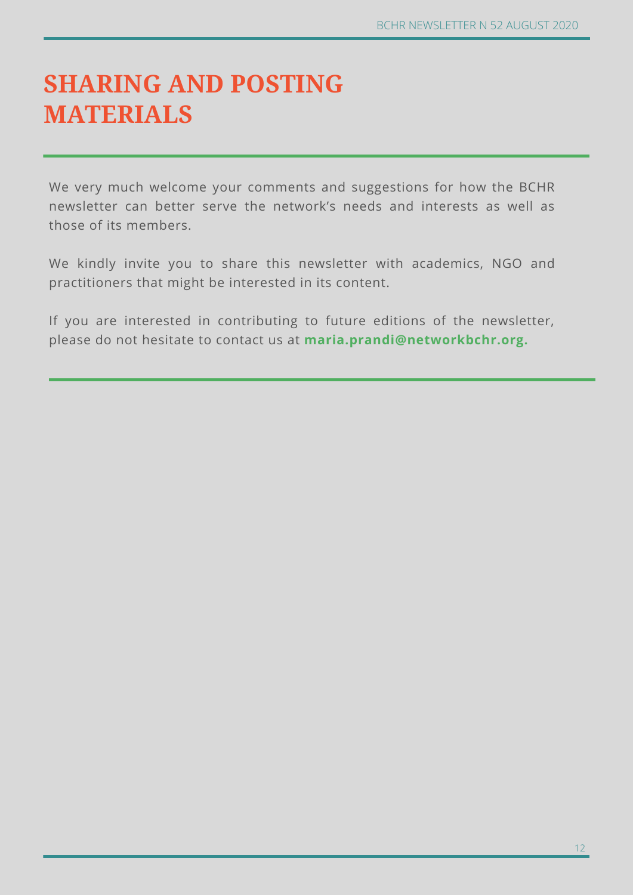# SHARING AND POSTING MATERIALS

We very much welcome your comments and suggestions for how the BCHR newsletter can better serve the network's needs and interests as well as those of its members.

We kindly invite you to share this newsletter with academics, NGO and practitioners that might be interested in its content.

If you are interested in contributing to future editions of the newsletter, please do not hesitate to contact us at **maria.prandi@networkbchr.org.**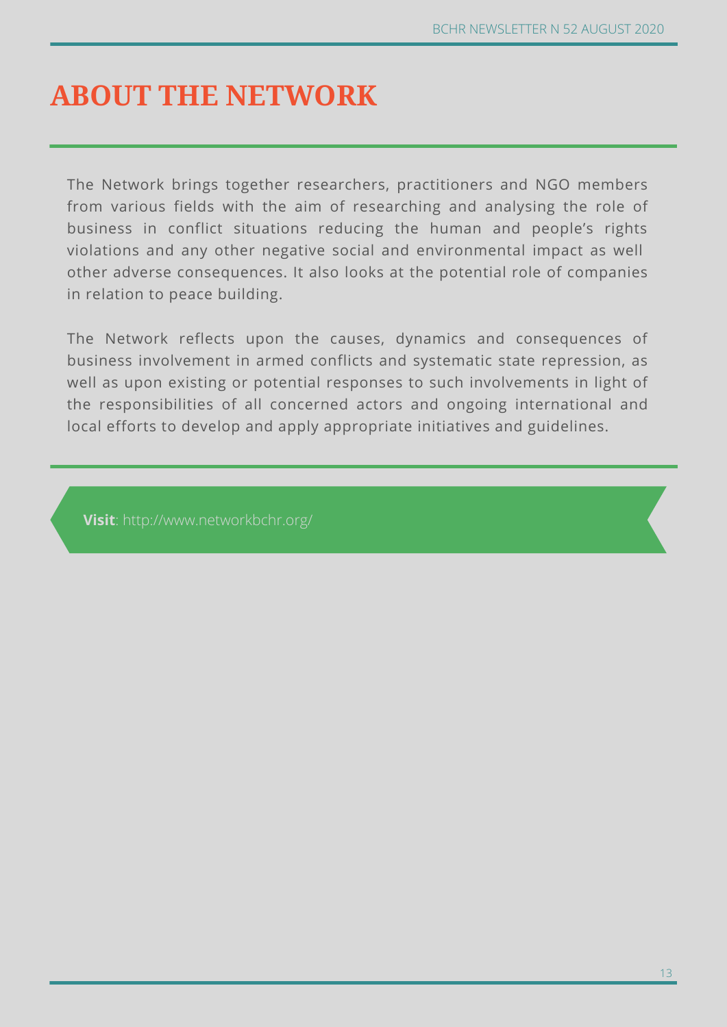# ABOUT THE NETWORK

The Network brings together researchers, practitioners and NGO members from various fields with the aim of researching and analysing the role of business in conflict situations reducing the human and people's rights violations and any other negative social and environmental impact as well other adverse consequences. It also looks at the potential role of companies in relation to peace building.

The Network reflects upon the causes, dynamics and consequences of business involvement in armed conflicts and systematic state repression, as well as upon existing or potential responses to such involvements in light of the responsibilities of all concerned actors and ongoing international and local efforts to develop and apply appropriate initiatives and guidelines.

**Visit**: http://www.networkbchr.org/